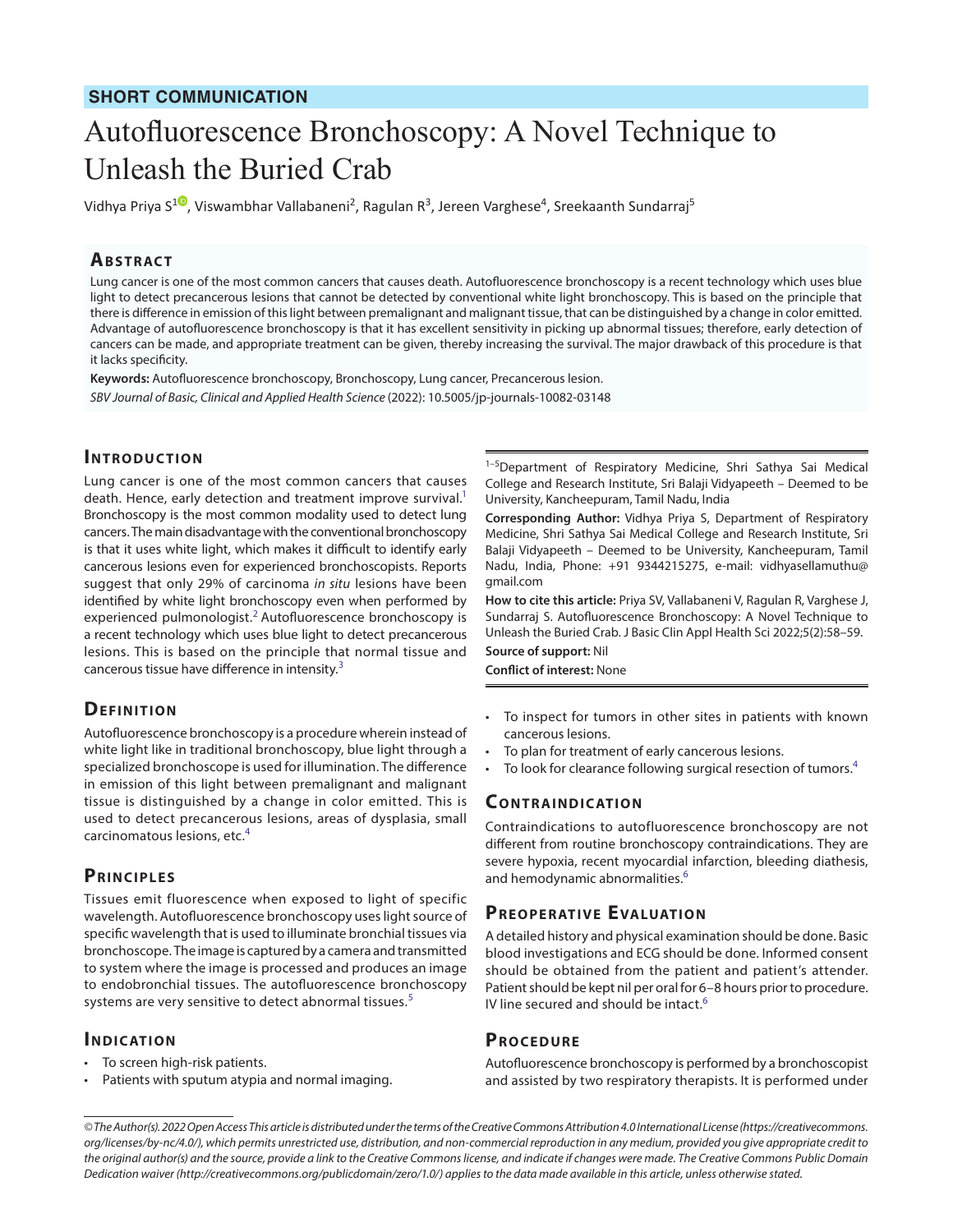## SHORT COMMUNICATION

# Autofluorescence Bronchoscopy: A Novel Technique to Unleash the Buried Crab

Vidhya Priya S[1], Viswambhar Vallabaneni[2], Ragulan R[3], Jereen Varghese[4], Sreekaanth Sundarraj[5]

## Abstract

Lung cancer is one of the most common cancers that causes death. Autofluorescence bronchoscopy is a recent technology which uses blue light to detect precancerous lesions that cannot be detected by conventional white light bronchoscopy. This is based on the principle that there is difference in emission of this light between premalignant and malignant tissue, that can be distinguished by a change in color emitted. Advantage of autofluorescence bronchoscopy is that it has excellent sensitivity in picking up abnormal tissues; therefore, early detection of cancers can be made, and appropriate treatment can be given, thereby increasing the survival. The major drawback of this procedure is that it lacks specificity.

**Keywords:** Autofluorescence bronchoscopy, Bronchoscopy, Lung cancer, Precancerous lesion.

*SBV Journal of Basic, Clinical and Applied Health Science* (2022): 10.5005/jp-journals-10082-03148

[1–5]Department of Respiratory Medicine, Shri Sathya Sai Medical College and Research Institute, Sri Balaji Vidyapeeth – Deemed to be University, Kancheepuram, Tamil Nadu, India

**Corresponding Author:** Vidhya Priya S, Department of Respiratory Medicine, Shri Sathya Sai Medical College and Research Institute, Sri Balaji Vidyapeeth – Deemed to be University, Kancheepuram, Tamil Nadu, India, Phone: +91 9344215275, e-mail: vidhyasellamuthu@gmail.com

**How to cite this article:** Priya SV, Vallabaneni V, Ragulan R, Varghese J, Sundarraj S. Autofluorescence Bronchoscopy: A Novel Technique to Unleash the Buried Crab. J Basic Clin Appl Health Sci 2022;5(2):58–59.

**Source of support:** Nil

**Conflict of interest:** None

## Introduction

Lung cancer is one of the most common cancers that causes death. Hence, early detection and treatment improve survival.[1] Bronchoscopy is the most common modality used to detect lung cancers. The main disadvantage with the conventional bronchoscopy is that it uses white light, which makes it difficult to identify early cancerous lesions even for experienced bronchoscopists. Reports suggest that only 29% of carcinoma *in situ* lesions have been identified by white light bronchoscopy even when performed by experienced pulmonologist.[2] Autofluorescence bronchoscopy is a recent technology which uses blue light to detect precancerous lesions. This is based on the principle that normal tissue and cancerous tissue have difference in intensity.[3]

## Definition

Autofluorescence bronchoscopy is a procedure wherein instead of white light like in traditional bronchoscopy, blue light through a specialized bronchoscope is used for illumination. The difference in emission of this light between premalignant and malignant tissue is distinguished by a change in color emitted. This is used to detect precancerous lesions, areas of dysplasia, small carcinomatous lesions, etc.[4]

## Principles

Tissues emit fluorescence when exposed to light of specific wavelength. Autofluorescence bronchoscopy uses light source of specific wavelength that is used to illuminate bronchial tissues via bronchoscope. The image is captured by a camera and transmitted to system where the image is processed and produces an image to endobronchial tissues. The autofluorescence bronchoscopy systems are very sensitive to detect abnormal tissues.[5]

## Indication

- To screen high-risk patients.
- Patients with sputum atypia and normal imaging.
- To inspect for tumors in other sites in patients with known cancerous lesions.
- To plan for treatment of early cancerous lesions.
- To look for clearance following surgical resection of tumors.[4]

## Contraindication

Contraindications to autofluorescence bronchoscopy are not different from routine bronchoscopy contraindications. They are severe hypoxia, recent myocardial infarction, bleeding diathesis, and hemodynamic abnormalities.[6]

## Preoperative Evaluation

A detailed history and physical examination should be done. Basic blood investigations and ECG should be done. Informed consent should be obtained from the patient and patient's attender. Patient should be kept nil per oral for 6–8 hours prior to procedure. IV line secured and should be intact.[6]

## Procedure

Autofluorescence bronchoscopy is performed by a bronchoscopist and assisted by two respiratory therapists. It is performed under

*© The Author(s). 2022 Open Access This article is distributed under the terms of the Creative Commons Attribution 4.0 International License (https://creativecommons.org/licenses/by-nc/4.0/), which permits unrestricted use, distribution, and non-commercial reproduction in any medium, provided you give appropriate credit to the original author(s) and the source, provide a link to the Creative Commons license, and indicate if changes were made. The Creative Commons Public Domain Dedication waiver (http://creativecommons.org/publicdomain/zero/1.0/) applies to the data made available in this article, unless otherwise stated.*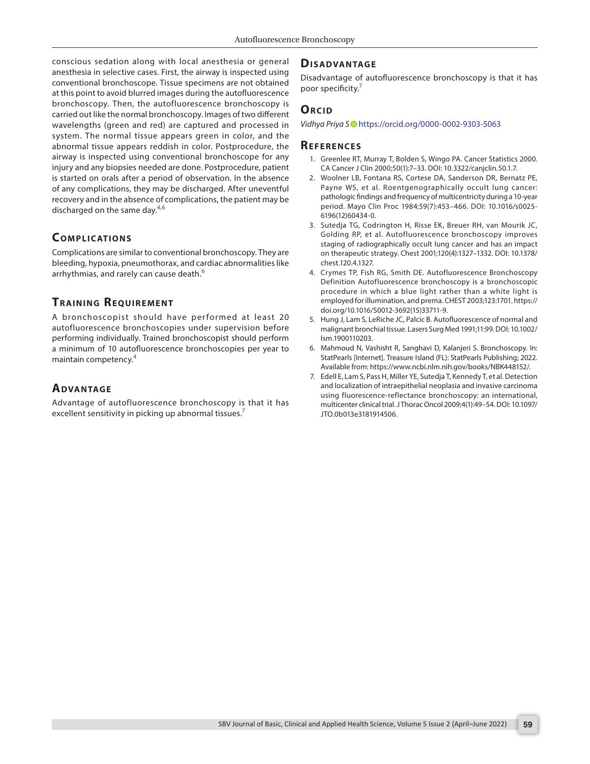conscious sedation along with local anesthesia or general anesthesia in selective cases. First, the airway is inspected using conventional bronchoscope. Tissue specimens are not obtained at this point to avoid blurred images during the autofluorescence bronchoscopy. Then, the autofluorescence bronchoscopy is carried out like the normal bronchoscopy. Images of two different wavelengths (green and red) are captured and processed in system. The normal tissue appears green in color, and the abnormal tissue appears reddish in color. Postprocedure, the airway is inspected using conventional bronchoscope for any injury and any biopsies needed are done. Postprocedure, patient is started on orals after a period of observation. In the absence of any complications, they may be discharged. After uneventful recovery and in the absence of complications, the patient may be discharged on the same day.[4,6]

## Complications

Complications are similar to conventional bronchoscopy. They are bleeding, hypoxia, pneumothorax, and cardiac abnormalities like arrhythmias, and rarely can cause death.[6]

## Training Requirement

A bronchoscopist should have performed at least 20 autofluorescence bronchoscopies under supervision before performing individually. Trained bronchoscopist should perform a minimum of 10 autofluorescence bronchoscopies per year to maintain competency.[4]

## Advantage

Advantage of autofluorescence bronchoscopy is that it has excellent sensitivity in picking up abnormal tissues.[7]

## Disadvantage

Disadvantage of autofluorescence bronchoscopy is that it has poor specificity.[7]

## Orcid

*Vidhya Priya S* https://orcid.org/0000-0002-9303-5063

## References

1. Greenlee RT, Murray T, Bolden S, Wingo PA. Cancer Statistics 2000. CA Cancer J Clin 2000;50(1):7–33. DOI: 10.3322/canjclin.50.1.7.
2. Woolner LB, Fontana RS, Cortese DA, Sanderson DR, Bernatz PE, Payne WS, et al. Roentgenographically occult lung cancer: pathologic findings and frequency of multicentricity during a 10-year period. Mayo Clin Proc 1984;59(7):453–466. DOI: 10.1016/s0025-6196(12)60434-0.
3. Sutedja TG, Codrington H, Risse EK, Breuer RH, van Mourik JC, Golding RP, et al. Autofluorescence bronchoscopy improves staging of radiographically occult lung cancer and has an impact on therapeutic strategy. Chest 2001;120(4):1327–1332. DOI: 10.1378/chest.120.4.1327.
4. Crymes TP, Fish RG, Smith DE. Autofluorescence Bronchoscopy Definition Autofluorescence bronchoscopy is a bronchoscopic procedure in which a blue light rather than a white light is employed for illumination, and prema. CHEST 2003;123:1701. https://doi.org/10.1016/S0012-3692(15)33711-9.
5. Hung J, Lam S, LeRiche JC, Palcic B. Autofluorescence of normal and malignant bronchial tissue. Lasers Surg Med 1991;11:99. DOI: 10.1002/lsm.1900110203.
6. Mahmoud N, Vashisht R, Sanghavi D, Kalanjeri S. Bronchoscopy. In: StatPearls [Internet]. Treasure Island (FL): StatPearls Publishing; 2022. Available from: https://www.ncbi.nlm.nih.gov/books/NBK448152/.
7. Edell E, Lam S, Pass H, Miller YE, Sutedja T, Kennedy T, et al. Detection and localization of intraepithelial neoplasia and invasive carcinoma using fluorescence-reflectance bronchoscopy: an international, multicenter clinical trial. J Thorac Oncol 2009;4(1):49–54. DOI: 10.1097/JTO.0b013e3181914506.